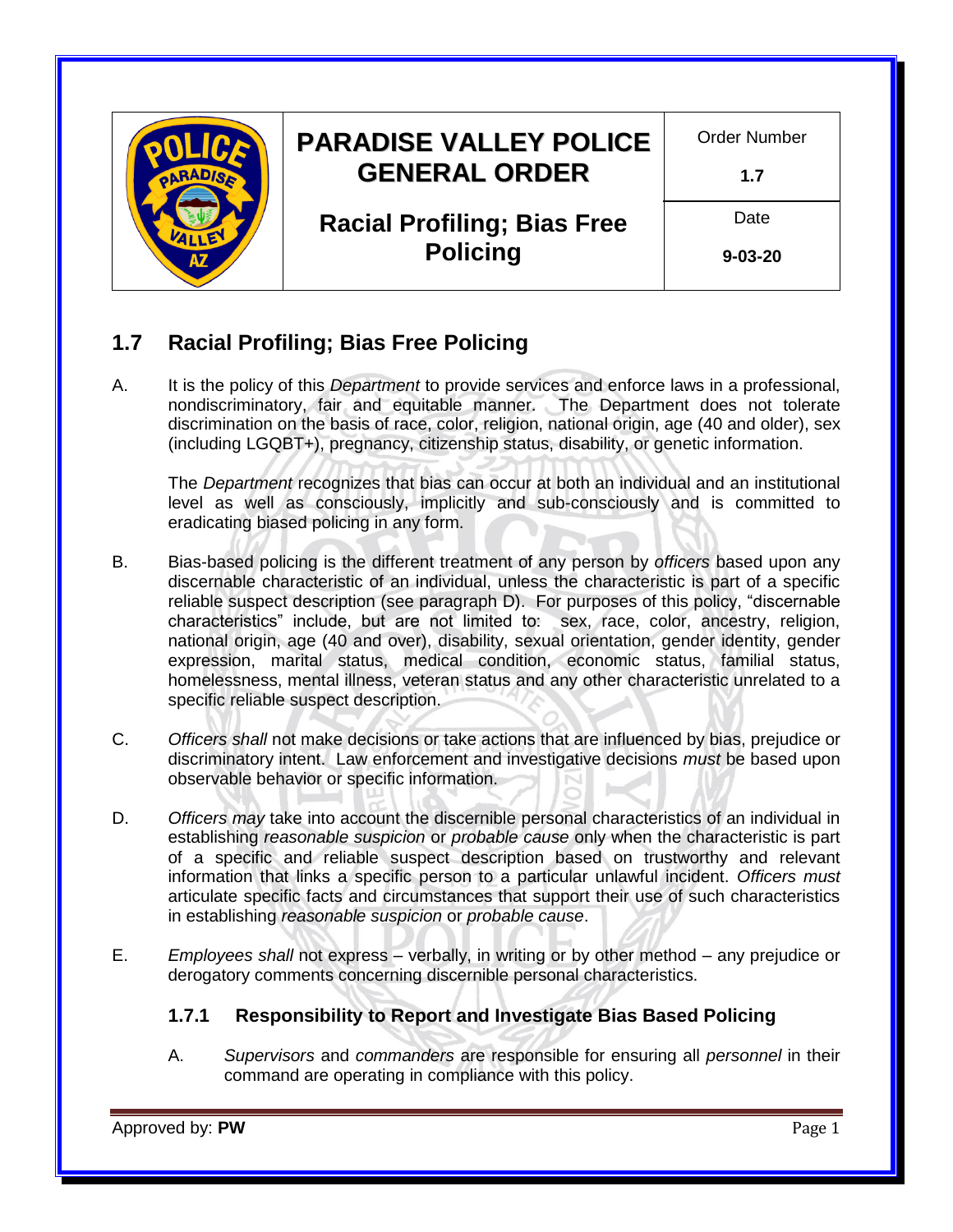| | PARADISE VALLEY POLICE GENERAL ORDER | Order Number 1.7 |
|---|---|---|
| | Racial Profiling; Bias Free Policing | Date 9-03-20 |

## 1.7 Racial Profiling; Bias Free Policing

A. It is the policy of this *Department* to provide services and enforce laws in a professional, nondiscriminatory, fair and equitable manner. The Department does not tolerate discrimination on the basis of race, color, religion, national origin, age (40 and older), sex (including LGQBT+), pregnancy, citizenship status, disability, or genetic information.

The *Department* recognizes that bias can occur at both an individual and an institutional level as well as consciously, implicitly and sub-consciously and is committed to eradicating biased policing in any form.

B. Bias-based policing is the different treatment of any person by *officers* based upon any discernable characteristic of an individual, unless the characteristic is part of a specific reliable suspect description (see paragraph D). For purposes of this policy, "discernable characteristics" include, but are not limited to: sex, race, color, ancestry, religion, national origin, age (40 and over), disability, sexual orientation, gender identity, gender expression, marital status, medical condition, economic status, familial status, homelessness, mental illness, veteran status and any other characteristic unrelated to a specific reliable suspect description.

C. *Officers shall* not make decisions or take actions that are influenced by bias, prejudice or discriminatory intent. Law enforcement and investigative decisions *must* be based upon observable behavior or specific information.

D. *Officers may* take into account the discernible personal characteristics of an individual in establishing *reasonable suspicion* or *probable cause* only when the characteristic is part of a specific and reliable suspect description based on trustworthy and relevant information that links a specific person to a particular unlawful incident. *Officers must* articulate specific facts and circumstances that support their use of such characteristics in establishing *reasonable suspicion* or *probable cause*.

E. *Employees shall* not express – verbally, in writing or by other method – any prejudice or derogatory comments concerning discernible personal characteristics.

### 1.7.1 Responsibility to Report and Investigate Bias Based Policing

A. *Supervisors* and *commanders* are responsible for ensuring all *personnel* in their command are operating in compliance with this policy.

Approved by: **PW**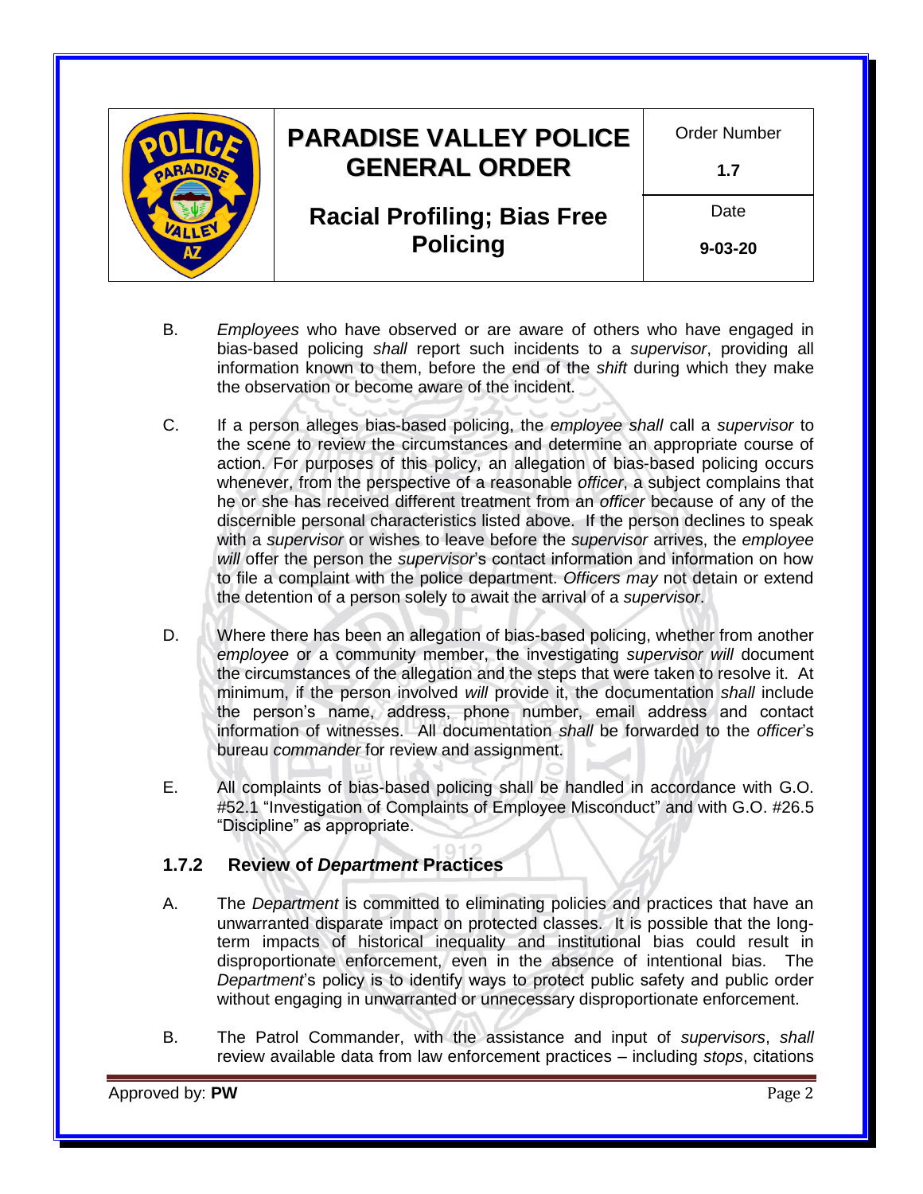B. *Employees* who have observed or are aware of others who have engaged in bias-based policing *shall* report such incidents to a *supervisor*, providing all information known to them, before the end of the *shift* during which they make the observation or become aware of the incident.

C. If a person alleges bias-based policing, the *employee shall* call a *supervisor* to the scene to review the circumstances and determine an appropriate course of action. For purposes of this policy, an allegation of bias-based policing occurs whenever, from the perspective of a reasonable *officer*, a subject complains that he or she has received different treatment from an *officer* because of any of the discernible personal characteristics listed above. If the person declines to speak with a *supervisor* or wishes to leave before the *supervisor* arrives, the *employee will* offer the person the *supervisor*'s contact information and information on how to file a complaint with the police department. *Officers may* not detain or extend the detention of a person solely to await the arrival of a *supervisor*.

D. Where there has been an allegation of bias-based policing, whether from another *employee* or a community member, the investigating *supervisor will* document the circumstances of the allegation and the steps that were taken to resolve it. At minimum, if the person involved *will* provide it, the documentation *shall* include the person's name, address, phone number, email address and contact information of witnesses. All documentation *shall* be forwarded to the *officer*'s bureau *commander* for review and assignment.

E. All complaints of bias-based policing shall be handled in accordance with G.O. #52.1 "Investigation of Complaints of Employee Misconduct" and with G.O. #26.5 "Discipline" as appropriate.

### 1.7.2 Review of *Department* Practices

A. The *Department* is committed to eliminating policies and practices that have an unwarranted disparate impact on protected classes. It is possible that the long-term impacts of historical inequality and institutional bias could result in disproportionate enforcement, even in the absence of intentional bias. The *Department*'s policy is to identify ways to protect public safety and public order without engaging in unwarranted or unnecessary disproportionate enforcement.

B. The Patrol Commander, with the assistance and input of *supervisors*, *shall* review available data from law enforcement practices – including *stops*, citations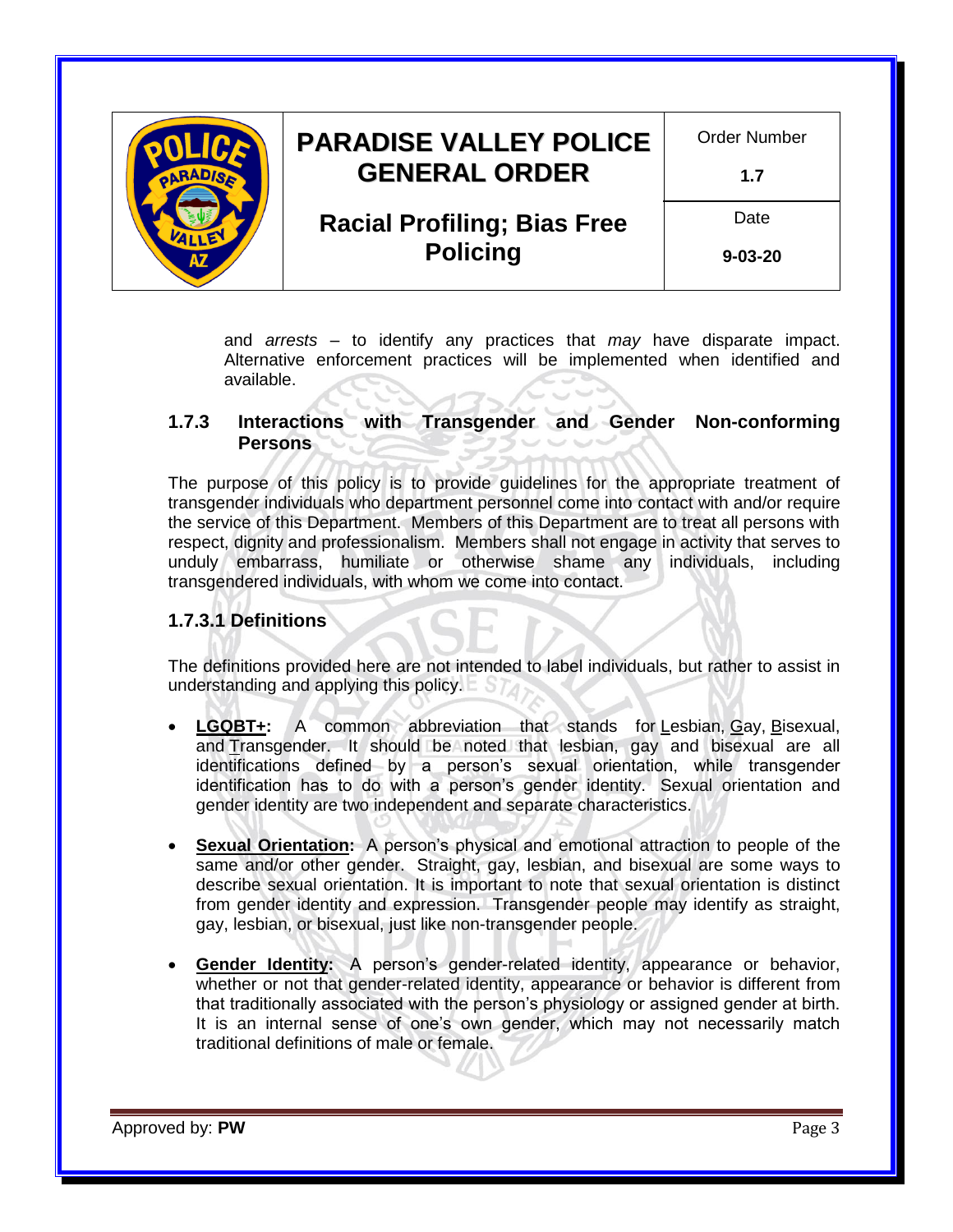and *arrests* – to identify any practices that *may* have disparate impact. Alternative enforcement practices will be implemented when identified and available.

### 1.7.3 Interactions with Transgender and Gender Non-conforming Persons

The purpose of this policy is to provide guidelines for the appropriate treatment of transgender individuals who department personnel come into contact with and/or require the service of this Department. Members of this Department are to treat all persons with respect, dignity and professionalism. Members shall not engage in activity that serves to unduly embarrass, humiliate or otherwise shame any individuals, including transgendered individuals, with whom we come into contact.

### 1.7.3.1 Definitions

The definitions provided here are not intended to label individuals, but rather to assist in understanding and applying this policy.

- **LGQBT+:** A common abbreviation that stands for Lesbian, Gay, Bisexual, and Transgender. It should be noted that lesbian, gay and bisexual are all identifications defined by a person's sexual orientation, while transgender identification has to do with a person's gender identity. Sexual orientation and gender identity are two independent and separate characteristics.

- **Sexual Orientation:** A person's physical and emotional attraction to people of the same and/or other gender. Straight, gay, lesbian, and bisexual are some ways to describe sexual orientation. It is important to note that sexual orientation is distinct from gender identity and expression. Transgender people may identify as straight, gay, lesbian, or bisexual, just like non-transgender people.

- **Gender Identity:** A person's gender-related identity, appearance or behavior, whether or not that gender-related identity, appearance or behavior is different from that traditionally associated with the person's physiology or assigned gender at birth. It is an internal sense of one's own gender, which may not necessarily match traditional definitions of male or female.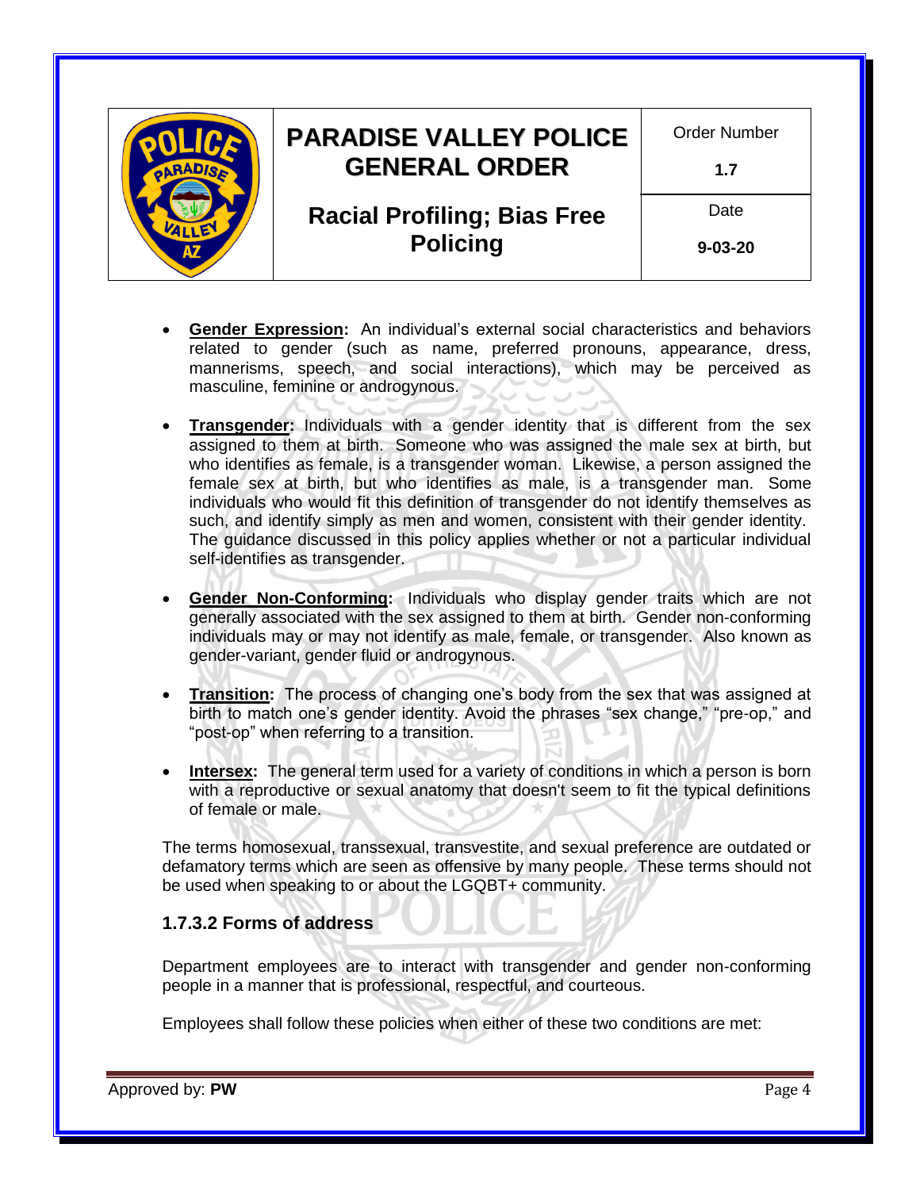- **Gender Expression:** An individual's external social characteristics and behaviors related to gender (such as name, preferred pronouns, appearance, dress, mannerisms, speech, and social interactions), which may be perceived as masculine, feminine or androgynous.

- **Transgender:** Individuals with a gender identity that is different from the sex assigned to them at birth. Someone who was assigned the male sex at birth, but who identifies as female, is a transgender woman. Likewise, a person assigned the female sex at birth, but who identifies as male, is a transgender man. Some individuals who would fit this definition of transgender do not identify themselves as such, and identify simply as men and women, consistent with their gender identity. The guidance discussed in this policy applies whether or not a particular individual self-identifies as transgender.

- **Gender Non-Conforming:** Individuals who display gender traits which are not generally associated with the sex assigned to them at birth. Gender non-conforming individuals may or may not identify as male, female, or transgender. Also known as gender-variant, gender fluid or androgynous.

- **Transition:** The process of changing one's body from the sex that was assigned at birth to match one's gender identity. Avoid the phrases "sex change," "pre-op," and "post-op" when referring to a transition.

- **Intersex:** The general term used for a variety of conditions in which a person is born with a reproductive or sexual anatomy that doesn't seem to fit the typical definitions of female or male.

The terms homosexual, transsexual, transvestite, and sexual preference are outdated or defamatory terms which are seen as offensive by many people. These terms should not be used when speaking to or about the LGQBT+ community.

### 1.7.3.2 Forms of address

Department employees are to interact with transgender and gender non-conforming people in a manner that is professional, respectful, and courteous.

Employees shall follow these policies when either of these two conditions are met: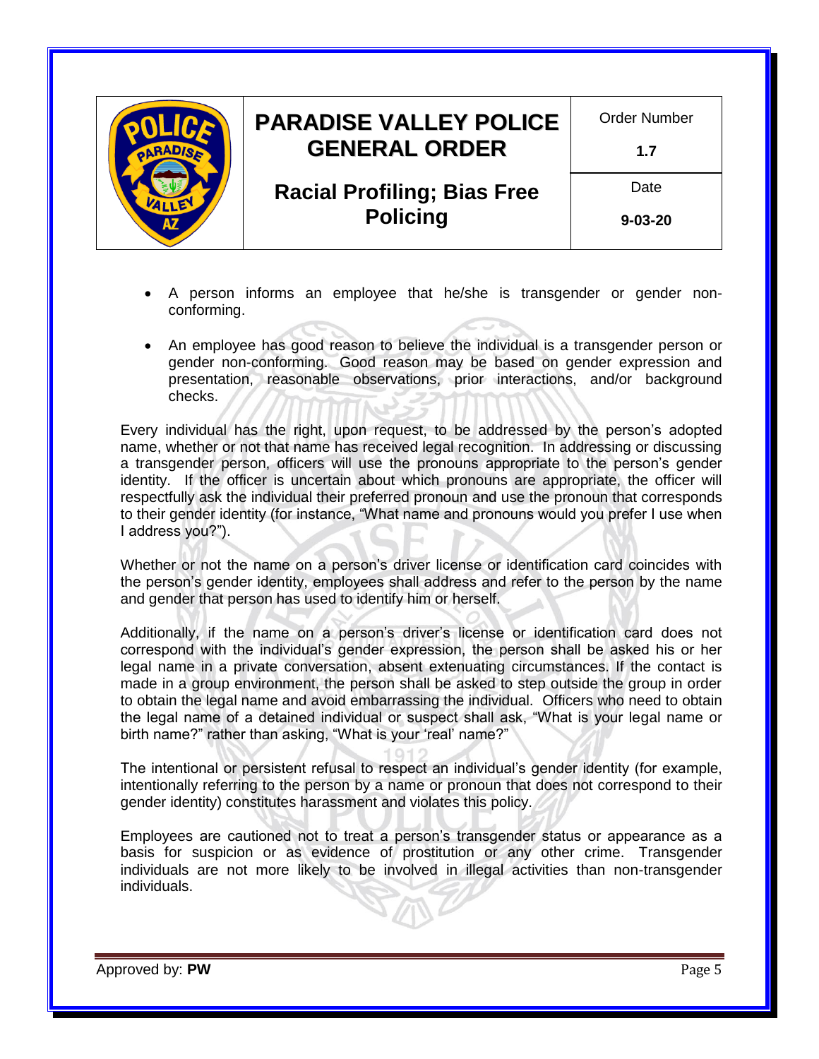- A person informs an employee that he/she is transgender or gender non-conforming.

- An employee has good reason to believe the individual is a transgender person or gender non-conforming. Good reason may be based on gender expression and presentation, reasonable observations, prior interactions, and/or background checks.

Every individual has the right, upon request, to be addressed by the person's adopted name, whether or not that name has received legal recognition. In addressing or discussing a transgender person, officers will use the pronouns appropriate to the person's gender identity. If the officer is uncertain about which pronouns are appropriate, the officer will respectfully ask the individual their preferred pronoun and use the pronoun that corresponds to their gender identity (for instance, "What name and pronouns would you prefer I use when I address you?").

Whether or not the name on a person's driver license or identification card coincides with the person's gender identity, employees shall address and refer to the person by the name and gender that person has used to identify him or herself.

Additionally, if the name on a person's driver's license or identification card does not correspond with the individual's gender expression, the person shall be asked his or her legal name in a private conversation, absent extenuating circumstances. If the contact is made in a group environment, the person shall be asked to step outside the group in order to obtain the legal name and avoid embarrassing the individual. Officers who need to obtain the legal name of a detained individual or suspect shall ask, "What is your legal name or birth name?" rather than asking, "What is your 'real' name?"

The intentional or persistent refusal to respect an individual's gender identity (for example, intentionally referring to the person by a name or pronoun that does not correspond to their gender identity) constitutes harassment and violates this policy.

Employees are cautioned not to treat a person's transgender status or appearance as a basis for suspicion or as evidence of prostitution or any other crime. Transgender individuals are not more likely to be involved in illegal activities than non-transgender individuals.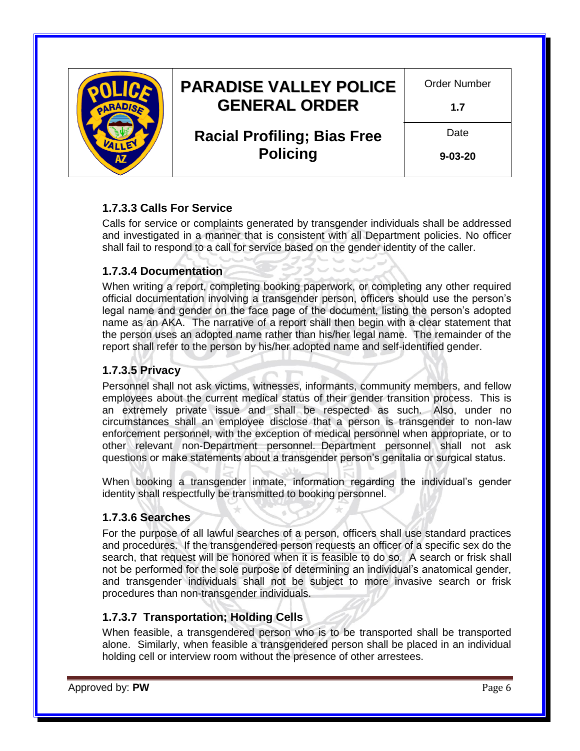### 1.7.3.3 Calls For Service

Calls for service or complaints generated by transgender individuals shall be addressed and investigated in a manner that is consistent with all Department policies. No officer shall fail to respond to a call for service based on the gender identity of the caller.

### 1.7.3.4 Documentation

When writing a report, completing booking paperwork, or completing any other required official documentation involving a transgender person, officers should use the person's legal name and gender on the face page of the document, listing the person's adopted name as an AKA. The narrative of a report shall then begin with a clear statement that the person uses an adopted name rather than his/her legal name. The remainder of the report shall refer to the person by his/her adopted name and self-identified gender.

### 1.7.3.5 Privacy

Personnel shall not ask victims, witnesses, informants, community members, and fellow employees about the current medical status of their gender transition process. This is an extremely private issue and shall be respected as such. Also, under no circumstances shall an employee disclose that a person is transgender to non-law enforcement personnel, with the exception of medical personnel when appropriate, or to other relevant non-Department personnel. Department personnel shall not ask questions or make statements about a transgender person's genitalia or surgical status.

When booking a transgender inmate, information regarding the individual's gender identity shall respectfully be transmitted to booking personnel.

### 1.7.3.6 Searches

For the purpose of all lawful searches of a person, officers shall use standard practices and procedures. If the transgendered person requests an officer of a specific sex do the search, that request will be honored when it is feasible to do so. A search or frisk shall not be performed for the sole purpose of determining an individual's anatomical gender, and transgender individuals shall not be subject to more invasive search or frisk procedures than non-transgender individuals.

### 1.7.3.7 Transportation; Holding Cells

When feasible, a transgendered person who is to be transported shall be transported alone. Similarly, when feasible a transgendered person shall be placed in an individual holding cell or interview room without the presence of other arrestees.

Approved by: **PW**